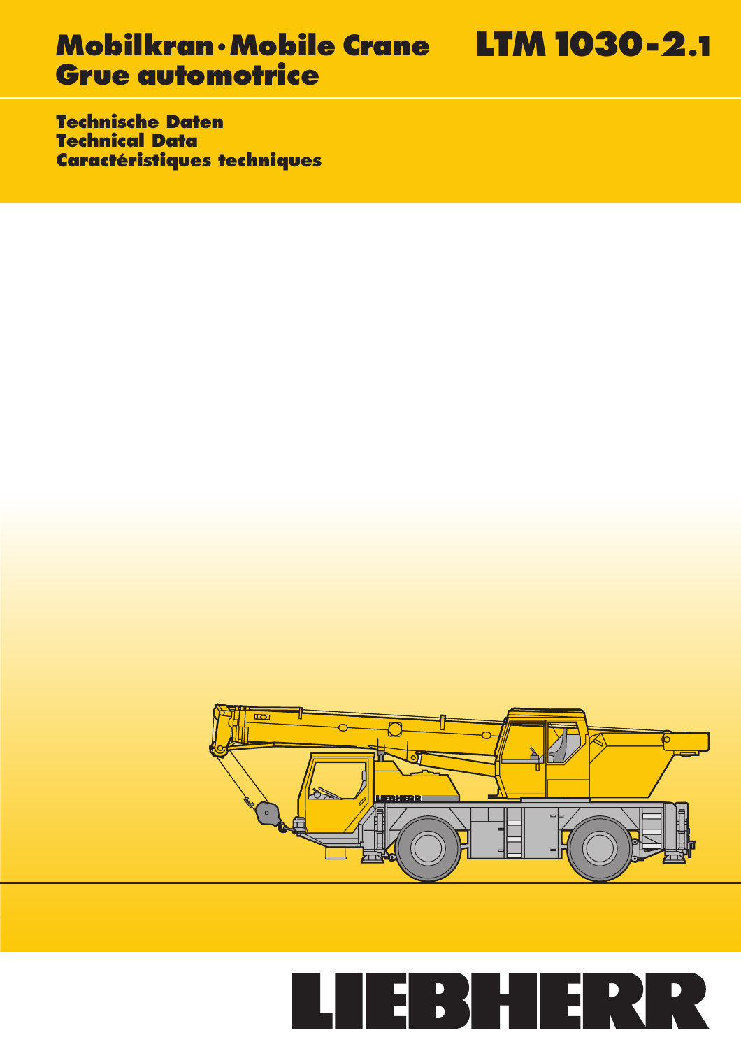# Mobilkran · Mobile Crane
# Grue automotrice

# LTM 1030-2.1

## Technische Daten
## Technical Data
## Caractéristiques techniques

LIEBHERR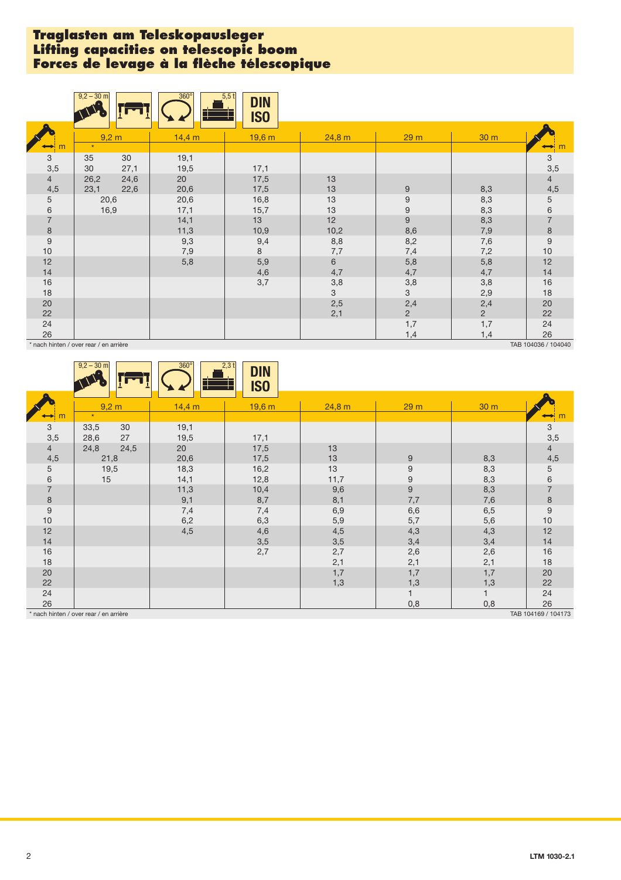# Traglasten am Teleskopausleger
# Lifting capacities on telescopic boom
# Forces de levage à la flèche télescopique

9,2 – 30 m | 360° | 5,5 t | DIN ISO

| m | 9,2 m * | 9,2 m | 14,4 m | 19,6 m | 24,8 m | 29 m | 30 m | m |
|---|---|---|---|---|---|---|---|---|
| 3 | 35 | 30 | 19,1 | | | | | 3 |
| 3,5 | 30 | 27,1 | 19,5 | 17,1 | | | | 3,5 |
| 4 | 26,2 | 24,6 | 20 | 17,5 | 13 | | | 4 |
| 4,5 | 23,1 | 22,6 | 20,6 | 17,5 | 13 | 9 | 8,3 | 4,5 |
| 5 | 20,6 | | 20,6 | 16,8 | 13 | 9 | 8,3 | 5 |
| 6 | 16,9 | | 17,1 | 15,7 | 13 | 9 | 8,3 | 6 |
| 7 | | | 14,1 | 13 | 12 | 9 | 8,3 | 7 |
| 8 | | | 11,3 | 10,9 | 10,2 | 8,6 | 7,9 | 8 |
| 9 | | | 9,3 | 9,4 | 8,8 | 8,2 | 7,6 | 9 |
| 10 | | | 7,9 | 8 | 7,7 | 7,4 | 7,2 | 10 |
| 12 | | | 5,8 | 5,9 | 6 | 5,8 | 5,8 | 12 |
| 14 | | | | 4,6 | 4,7 | 4,7 | 4,7 | 14 |
| 16 | | | | 3,7 | 3,8 | 3,8 | 3,8 | 16 |
| 18 | | | | | 3 | 3 | 2,9 | 18 |
| 20 | | | | | 2,5 | 2,4 | 2,4 | 20 |
| 22 | | | | | 2,1 | 2 | 2 | 22 |
| 24 | | | | | | 1,7 | 1,7 | 24 |
| 26 | | | | | | 1,4 | 1,4 | 26 |

* nach hinten / over rear / en arrière

TAB 104036 / 104040

9,2 – 30 m | 360° | 2,3 t | DIN ISO

| m | 9,2 m * | 9,2 m | 14,4 m | 19,6 m | 24,8 m | 29 m | 30 m | m |
|---|---|---|---|---|---|---|---|---|
| 3 | 33,5 | 30 | 19,1 | | | | | 3 |
| 3,5 | 28,6 | 27 | 19,5 | 17,1 | | | | 3,5 |
| 4 | 24,8 | 24,5 | 20 | 17,5 | 13 | | | 4 |
| 4,5 | 21,8 | | 20,6 | 17,5 | 13 | 9 | 8,3 | 4,5 |
| 5 | 19,5 | | 18,3 | 16,2 | 13 | 9 | 8,3 | 5 |
| 6 | 15 | | 14,1 | 12,8 | 11,7 | 9 | 8,3 | 6 |
| 7 | | | 11,3 | 10,4 | 9,6 | 9 | 8,3 | 7 |
| 8 | | | 9,1 | 8,7 | 8,1 | 7,7 | 7,6 | 8 |
| 9 | | | 7,4 | 7,4 | 6,9 | 6,6 | 6,5 | 9 |
| 10 | | | 6,2 | 6,3 | 5,9 | 5,7 | 5,6 | 10 |
| 12 | | | 4,5 | 4,6 | 4,5 | 4,3 | 4,3 | 12 |
| 14 | | | | 3,5 | 3,5 | 3,4 | 3,4 | 14 |
| 16 | | | | 2,7 | 2,7 | 2,6 | 2,6 | 16 |
| 18 | | | | | 2,1 | 2,1 | 2,1 | 18 |
| 20 | | | | | 1,7 | 1,7 | 1,7 | 20 |
| 22 | | | | | 1,3 | 1,3 | 1,3 | 22 |
| 24 | | | | | | 1 | 1 | 24 |
| 26 | | | | | | 0,8 | 0,8 | 26 |

* nach hinten / over rear / en arrière

TAB 104169 / 104173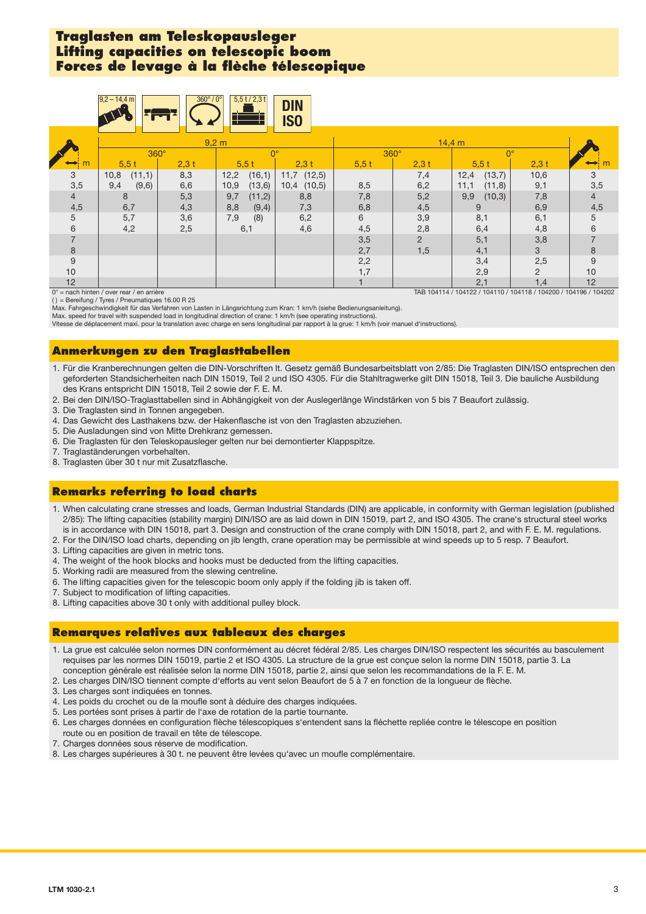# Traglasten am Teleskopausleger
# Lifting capacities on telescopic boom
# Forces de levage à la flèche télescopique

9,2 – 14,4 m | 360° / 0° | 5,5 t / 2,3 t | DIN ISO

| m | 9,2 m | | | | 14,4 m | | | | m |
|---|---|---|---|---|---|---|---|---|---|
| | 360° | | 0° | | 360° | | 0° | | |
| | 5,5 t | 2,3 t | 5,5 t | 2,3 t | 5,5 t | 2,3 t | 5,5 t | 2,3 t | |
| 3 | 10,8 (11,1) | 8,3 | 12,2 (16,1) | 11,7 (12,5) | | 7,4 | 12,4 (13,7) | 10,6 | 3 |
| 3,5 | 9,4 (9,6) | 6,6 | 10,9 (13,6) | 10,4 (10,5) | 8,5 | 6,2 | 11,1 (11,8) | 9,1 | 3,5 |
| 4 | 8 | 5,3 | 9,7 (11,2) | 8,8 | 7,8 | 5,2 | 9,9 (10,3) | 7,8 | 4 |
| 4,5 | 6,7 | 4,3 | 8,8 (9,4) | 7,3 | 6,8 | 4,5 | 9 | 6,9 | 4,5 |
| 5 | 5,7 | 3,6 | 7,9 (8) | 6,2 | 6 | 3,9 | 8,1 | 6,1 | 5 |
| 6 | 4,2 | 2,5 | 6,1 | 4,6 | 4,5 | 2,8 | 6,4 | 4,8 | 6 |
| 7 | | | | | 3,5 | 2 | 5,1 | 3,8 | 7 |
| 8 | | | | | 2,7 | 1,5 | 4,1 | 3 | 8 |
| 9 | | | | | 2,2 | | 3,4 | 2,5 | 9 |
| 10 | | | | | 1,7 | | 2,9 | 2 | 10 |
| 12 | | | | | 1 | | 2,1 | 1,4 | 12 |

0° = nach hinten / over rear / en arrière

( ) = Bereifung / Tyres / Pneumatiques 16.00 R 25

TAB 104114 / 104122 / 104110 / 104118 / 104200 / 104196 / 104202

Max. Fahrgeschwindigkeit für das Verfahren von Lasten in Längsrichtung zum Kran: 1 km/h (siehe Bedienungsanleitung).
Max. speed for travel with suspended load in longitudinal direction of crane: 1 km/h (see operating instructions).
Vitesse de déplacement maxi. pour la translation avec charge en sens longitudinal par rapport à la grue: 1 km/h (voir manuel d'instructions).

## Anmerkungen zu den Traglasttabellen

1. Für die Kranberechnungen gelten die DIN-Vorschriften lt. Gesetz gemäß Bundesarbeitsblatt von 2/85: Die Traglasten DIN/ISO entsprechen den geforderten Standsicherheiten nach DIN 15019, Teil 2 und ISO 4305. Für die Stahltragwerke gilt DIN 15018, Teil 3. Die bauliche Ausbildung des Krans entspricht DIN 15018, Teil 2 sowie der F. E. M.
2. Bei den DIN/ISO-Traglasttabellen sind in Abhängigkeit von der Auslegerlänge Windstärken von 5 bis 7 Beaufort zulässig.
3. Die Traglasten sind in Tonnen angegeben.
4. Das Gewicht des Lasthakens bzw. der Hakenflasche ist von den Traglasten abzuziehen.
5. Die Ausladungen sind von Mitte Drehkranz gemessen.
6. Die Traglasten für den Teleskopausleger gelten nur bei demontierter Klappspitze.
7. Traglaständerungen vorbehalten.
8. Traglasten über 30 t nur mit Zusatzflasche.

## Remarks referring to load charts

1. When calculating crane stresses and loads, German Industrial Standards (DIN) are applicable, in conformity with German legislation (published 2/85): The lifting capacities (stability margin) DIN/ISO are as laid down in DIN 15019, part 2, and ISO 4305. The crane's structural steel works is in accordance with DIN 15018, part 3. Design and construction of the crane comply with DIN 15018, part 2, and with F. E. M. regulations.
2. For the DIN/ISO load charts, depending on jib length, crane operation may be permissible at wind speeds up to 5 resp. 7 Beaufort.
3. Lifting capacities are given in metric tons.
4. The weight of the hook blocks and hooks must be deducted from the lifting capacities.
5. Working radii are measured from the slewing centreline.
6. The lifting capacities given for the telescopic boom only apply if the folding jib is taken off.
7. Subject to modification of lifting capacities.
8. Lifting capacities above 30 t only with additional pulley block.

## Remarques relatives aux tableaux des charges

1. La grue est calculée selon normes DIN conformément au décret fédéral 2/85. Les charges DIN/ISO respectent les sécurités au basculement requises par les normes DIN 15019, partie 2 et ISO 4305. La structure de la grue est conçue selon la norme DIN 15018, partie 3. La conception générale est réalisée selon la norme DIN 15018, partie 2, ainsi que selon les recommandations de la F. E. M.
2. Les charges DIN/ISO tiennent compte d'efforts au vent selon Beaufort de 5 à 7 en fonction de la longueur de flèche.
3. Les charges sont indiquées en tonnes.
4. Les poids du crochet ou de la moufle sont à déduire des charges indiquées.
5. Les portées sont prises à partir de l'axe de rotation de la partie tournante.
6. Les charges données en configuration flèche télescopiques s'entendent sans la fléchette repliée contre le télescope en position route ou en position de travail en tête de télescope.
7. Charges données sous réserve de modification.
8. Les charges supérieures à 30 t. ne peuvent être levées qu'avec un moufle complémentaire.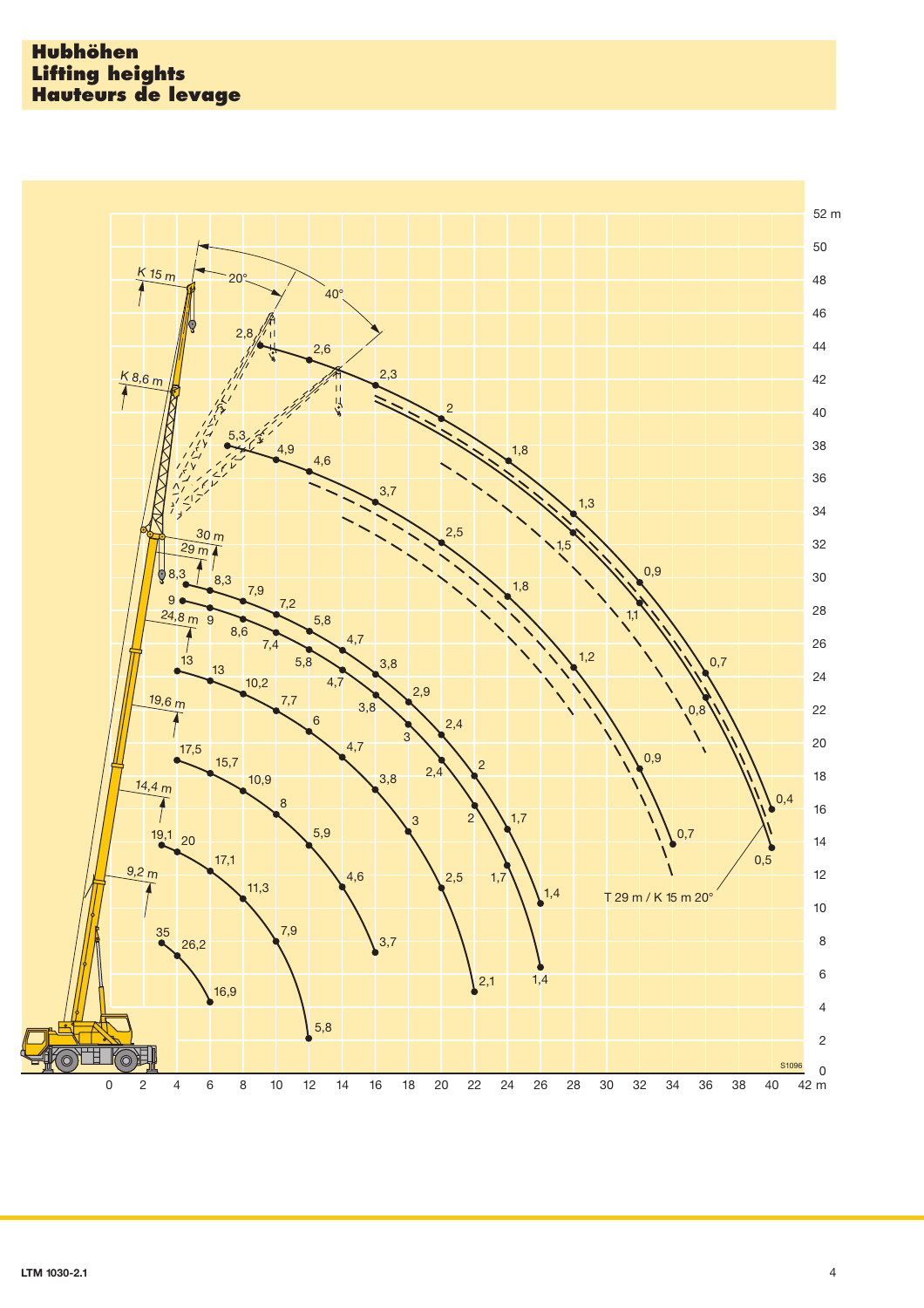# Hubhöhen
# Lifting heights
# Hauteurs de levage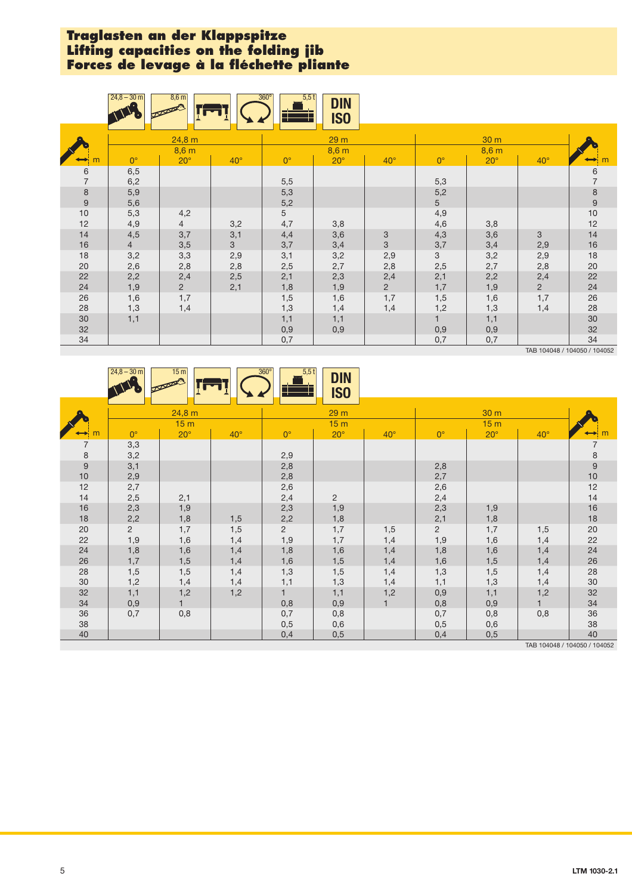# Traglasten an der Klappspitze
# Lifting capacities on the folding jib
# Forces de levage à la fléchette pliante

24,8 – 30 m | 8,6 m | 360° | 5,5 t | DIN ISO

| m | 24,8 m 8,6 m 0° | 20° | 40° | 29 m 8,6 m 0° | 20° | 40° | 30 m 8,6 m 0° | 20° | 40° | m |
|---|---|---|---|---|---|---|---|---|---|---|
| 6 | 6,5 | | | | | | | | | 6 |
| 7 | 6,2 | | | 5,5 | | | 5,3 | | | 7 |
| 8 | 5,9 | | | 5,3 | | | 5,2 | | | 8 |
| 9 | 5,6 | | | 5,2 | | | 5 | | | 9 |
| 10 | 5,3 | 4,2 | | 5 | | | 4,9 | | | 10 |
| 12 | 4,9 | 4 | 3,2 | 4,7 | 3,8 | | 4,6 | 3,8 | | 12 |
| 14 | 4,5 | 3,7 | 3,1 | 4,4 | 3,6 | 3 | 4,3 | 3,6 | 3 | 14 |
| 16 | 4 | 3,5 | 3 | 3,7 | 3,4 | 3 | 3,7 | 3,4 | 2,9 | 16 |
| 18 | 3,2 | 3,3 | 2,9 | 3,1 | 3,2 | 2,9 | 3 | 3,2 | 2,9 | 18 |
| 20 | 2,6 | 2,8 | 2,8 | 2,5 | 2,7 | 2,8 | 2,5 | 2,7 | 2,8 | 20 |
| 22 | 2,2 | 2,4 | 2,5 | 2,1 | 2,3 | 2,4 | 2,1 | 2,2 | 2,4 | 22 |
| 24 | 1,9 | 2 | 2,1 | 1,8 | 1,9 | 2 | 1,7 | 1,9 | 2 | 24 |
| 26 | 1,6 | 1,7 | | 1,5 | 1,6 | 1,7 | 1,5 | 1,6 | 1,7 | 26 |
| 28 | 1,3 | 1,4 | | 1,3 | 1,4 | 1,4 | 1,2 | 1,3 | 1,4 | 28 |
| 30 | 1,1 | | | 1,1 | 1,1 | | 1 | 1,1 | | 30 |
| 32 | | | | 0,9 | 0,9 | | 0,9 | 0,9 | | 32 |
| 34 | | | | 0,7 | | | 0,7 | 0,7 | | 34 |

TAB 104048 / 104050 / 104052

24,8 – 30 m | 15 m | 360° | 5,5 t | DIN ISO

| m | 24,8 m 15 m 0° | 20° | 40° | 29 m 15 m 0° | 20° | 40° | 30 m 15 m 0° | 20° | 40° | m |
|---|---|---|---|---|---|---|---|---|---|---|
| 7 | 3,3 | | | | | | | | | 7 |
| 8 | 3,2 | | | 2,9 | | | | | | 8 |
| 9 | 3,1 | | | 2,8 | | | 2,8 | | | 9 |
| 10 | 2,9 | | | 2,8 | | | 2,7 | | | 10 |
| 12 | 2,7 | | | 2,6 | | | 2,6 | | | 12 |
| 14 | 2,5 | 2,1 | | 2,4 | 2 | | 2,4 | | | 14 |
| 16 | 2,3 | 1,9 | | 2,3 | 1,9 | | 2,3 | 1,9 | | 16 |
| 18 | 2,2 | 1,8 | 1,5 | 2,2 | 1,8 | | 2,1 | 1,8 | | 18 |
| 20 | 2 | 1,7 | 1,5 | 2 | 1,7 | 1,5 | 2 | 1,7 | 1,5 | 20 |
| 22 | 1,9 | 1,6 | 1,4 | 1,9 | 1,7 | 1,4 | 1,9 | 1,6 | 1,4 | 22 |
| 24 | 1,8 | 1,6 | 1,4 | 1,8 | 1,6 | 1,4 | 1,8 | 1,6 | 1,4 | 24 |
| 26 | 1,7 | 1,5 | 1,4 | 1,6 | 1,5 | 1,4 | 1,6 | 1,5 | 1,4 | 26 |
| 28 | 1,5 | 1,5 | 1,4 | 1,3 | 1,5 | 1,4 | 1,3 | 1,5 | 1,4 | 28 |
| 30 | 1,2 | 1,4 | 1,4 | 1,1 | 1,3 | 1,4 | 1,1 | 1,3 | 1,4 | 30 |
| 32 | 1,1 | 1,2 | 1,2 | 1 | 1,1 | 1,2 | 0,9 | 1,1 | 1,2 | 32 |
| 34 | 0,9 | 1 | | 0,8 | 0,9 | 1 | 0,8 | 0,9 | 1 | 34 |
| 36 | 0,7 | 0,8 | | 0,7 | 0,8 | | 0,7 | 0,8 | 0,8 | 36 |
| 38 | | | | 0,5 | 0,6 | | 0,5 | 0,6 | | 38 |
| 40 | | | | 0,4 | 0,5 | | 0,4 | 0,5 | | 40 |

TAB 104048 / 104050 / 104052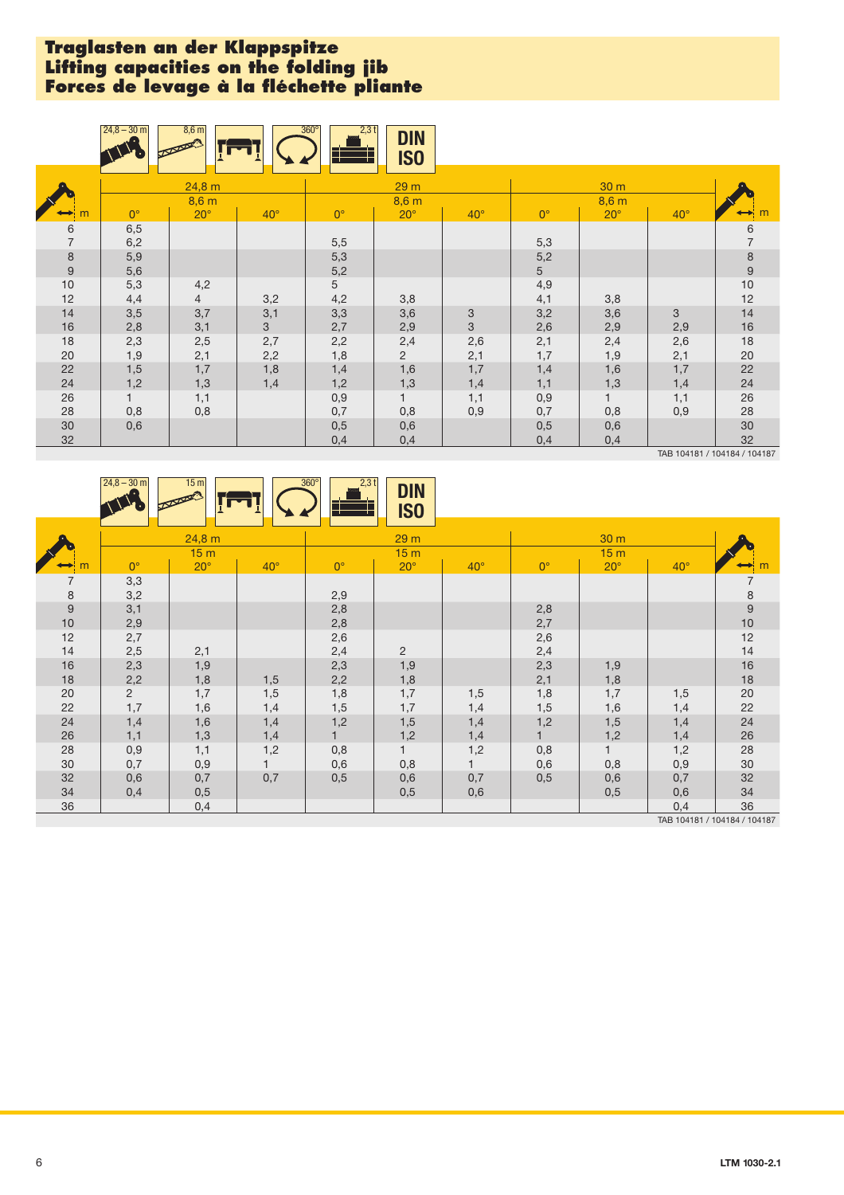# Traglasten an der Klappspitze
# Lifting capacities on the folding jib
# Forces de levage à la fléchette pliante

24,8 – 30 m | 8,6 m | 360° | 2,3 t | DIN ISO

| m | 24,8 m | | | 29 m | | | 30 m | | | m |
|---|---|---|---|---|---|---|---|---|---|---|
| | 8,6 m | | | 8,6 m | | | 8,6 m | | | |
| | 0° | 20° | 40° | 0° | 20° | 40° | 0° | 20° | 40° | |
| 6 | 6,5 | | | | | | | | | 6 |
| 7 | 6,2 | | | 5,5 | | | 5,3 | | | 7 |
| 8 | 5,9 | | | 5,3 | | | 5,2 | | | 8 |
| 9 | 5,6 | | | 5,2 | | | 5 | | | 9 |
| 10 | 5,3 | 4,2 | | 5 | | | 4,9 | | | 10 |
| 12 | 4,4 | 4 | 3,2 | 4,2 | 3,8 | | 4,1 | 3,8 | | 12 |
| 14 | 3,5 | 3,7 | 3,1 | 3,3 | 3,6 | 3 | 3,2 | 3,6 | 3 | 14 |
| 16 | 2,8 | 3,1 | 3 | 2,7 | 2,9 | 3 | 2,6 | 2,9 | 2,9 | 16 |
| 18 | 2,3 | 2,5 | 2,7 | 2,2 | 2,4 | 2,6 | 2,1 | 2,4 | 2,6 | 18 |
| 20 | 1,9 | 2,1 | 2,2 | 1,8 | 2 | 2,1 | 1,7 | 1,9 | 2,1 | 20 |
| 22 | 1,5 | 1,7 | 1,8 | 1,4 | 1,6 | 1,7 | 1,4 | 1,6 | 1,7 | 22 |
| 24 | 1,2 | 1,3 | 1,4 | 1,2 | 1,3 | 1,4 | 1,1 | 1,3 | 1,4 | 24 |
| 26 | 1 | 1,1 | | 0,9 | 1 | 1,1 | 0,9 | 1 | 1,1 | 26 |
| 28 | 0,8 | 0,8 | | 0,7 | 0,8 | 0,9 | 0,7 | 0,8 | 0,9 | 28 |
| 30 | 0,6 | | | 0,5 | 0,6 | | 0,5 | 0,6 | | 30 |
| 32 | | | | 0,4 | 0,4 | | 0,4 | 0,4 | | 32 |

TAB 104181 / 104184 / 104187

24,8 – 30 m | 15 m | 360° | 2,3 t | DIN ISO

| m | 24,8 m | | | 29 m | | | 30 m | | | m |
|---|---|---|---|---|---|---|---|---|---|---|
| | 15 m | | | 15 m | | | 15 m | | | |
| | 0° | 20° | 40° | 0° | 20° | 40° | 0° | 20° | 40° | |
| 7 | 3,3 | | | | | | | | | 7 |
| 8 | 3,2 | | | 2,9 | | | | | | 8 |
| 9 | 3,1 | | | 2,8 | | | 2,8 | | | 9 |
| 10 | 2,9 | | | 2,8 | | | 2,7 | | | 10 |
| 12 | 2,7 | | | 2,6 | | | 2,6 | | | 12 |
| 14 | 2,5 | 2,1 | | 2,4 | 2 | | 2,4 | | | 14 |
| 16 | 2,3 | 1,9 | | 2,3 | 1,9 | | 2,3 | 1,9 | | 16 |
| 18 | 2,2 | 1,8 | 1,5 | 2,2 | 1,8 | | 2,1 | 1,8 | | 18 |
| 20 | 2 | 1,7 | 1,5 | 1,8 | 1,7 | 1,5 | 1,8 | 1,7 | 1,5 | 20 |
| 22 | 1,7 | 1,6 | 1,4 | 1,5 | 1,7 | 1,4 | 1,5 | 1,6 | 1,4 | 22 |
| 24 | 1,4 | 1,6 | 1,4 | 1,2 | 1,5 | 1,4 | 1,2 | 1,5 | 1,4 | 24 |
| 26 | 1,1 | 1,3 | 1,4 | 1 | 1,2 | 1,4 | 1 | 1,2 | 1,4 | 26 |
| 28 | 0,9 | 1,1 | 1,2 | 0,8 | 1 | 1,2 | 0,8 | 1 | 1,2 | 28 |
| 30 | 0,7 | 0,9 | 1 | 0,6 | 0,8 | 1 | 0,6 | 0,8 | 0,9 | 30 |
| 32 | 0,6 | 0,7 | 0,7 | 0,5 | 0,6 | 0,7 | 0,5 | 0,6 | 0,7 | 32 |
| 34 | 0,4 | 0,5 | | | 0,5 | 0,6 | | 0,5 | 0,6 | 34 |
| 36 | | 0,4 | | | | | | | 0,4 | 36 |

TAB 104181 / 104184 / 104187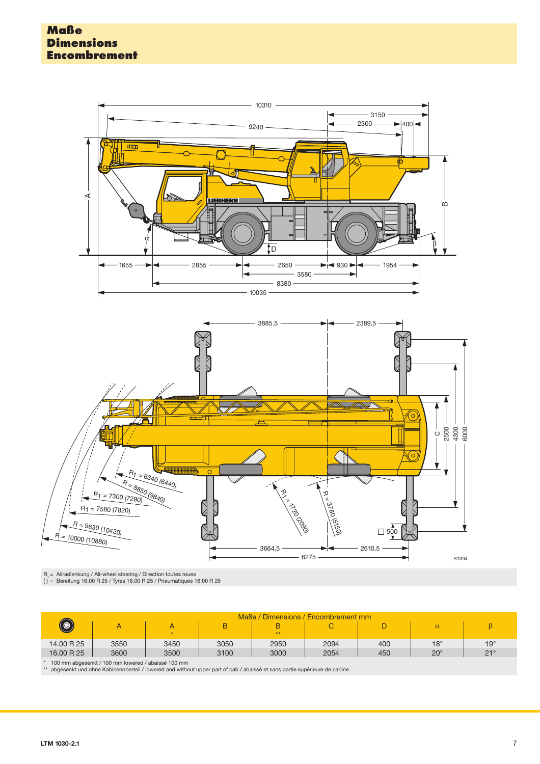# Maße
# Dimensions
# Encombrement

$R_1$ = Allradlenkung / All-wheel steering / Direction toutes roues
( ) = Bereifung 16.00 R 25 / Tyres 16.00 R 25 / Pneumatiques 16.00 R 25

| | Maße / Dimensions / Encombrement mm | | | | | | | |
|---|---|---|---|---|---|---|---|---|
| | A | A * | B | B ** | C | D | α | β |
| 14.00 R 25 | 3550 | 3450 | 3050 | 2950 | 2094 | 400 | 18° | 19° |
| 16.00 R 25 | 3600 | 3500 | 3100 | 3000 | 2054 | 450 | 20° | 21° |

\* 100 mm abgesenkt / 100 mm lowered / abaissé 100 mm
\*\* abgesenkt und ohne Kabinenoberteil / lowered and without upper part of cab / abaissé et sans partie supérieure de cabine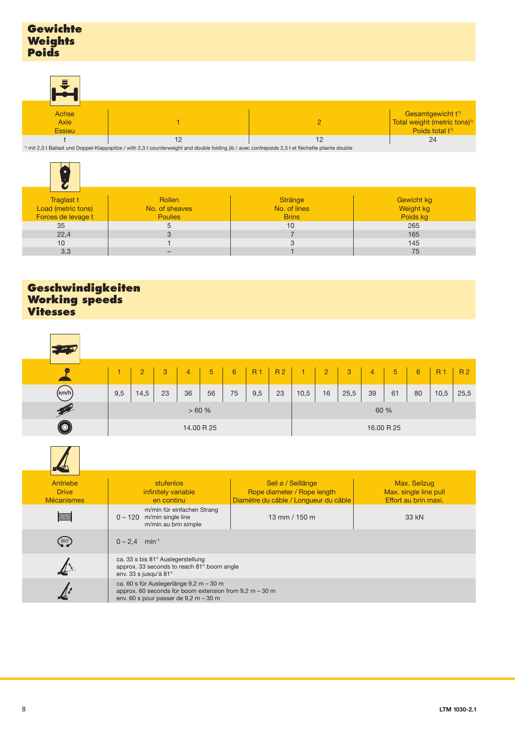# Gewichte
# Weights
# Poids

| Achse / Axle / Essieu | 1 | 2 | Gesamtgewicht t[1] / Total weight (metric tons)[1] / Poids total t[1] |
|---|---|---|---|
| t | 12 | 12 | 24 |

[1] mit 2,3 t Ballast und Doppel-Klappspitze / with 2,3 t counterweight and double folding jib / avec contrepoids 2,3 t et fléchette pliante double

| Traglast t / Load (metric tons) / Forces de levage t | Rollen / No. of sheaves / Poulies | Stränge / No. of lines / Brins | Gewicht kg / Weight kg / Poids kg |
|---|---|---|---|
| 35 | 5 | 10 | 265 |
| 22,4 | 3 | 7 | 165 |
| 10 | 1 | 3 | 145 |
| 3,3 | – | 1 | 75 |

# Geschwindigkeiten
# Working speeds
# Vitesses

| | 1 | 2 | 3 | 4 | 5 | 6 | R 1 | R 2 | 1 | 2 | 3 | 4 | 5 | 6 | R 1 | R 2 |
|---|---|---|---|---|---|---|---|---|---|---|---|---|---|---|---|---|
| km/h | 9,5 | 14,5 | 23 | 36 | 56 | 75 | 9,5 | 23 | 10,5 | 16 | 25,5 | 39 | 61 | 80 | 10,5 | 25,5 |
| | > 60 % | | | | | | | | 60 % | | | | | | | |
| | 14.00 R 25 | | | | | | | | 16.00 R 25 | | | | | | | |

| Antriebe / Drive / Mécanismes | stufenlos / infinitely variable / en continu | Seil ø / Seillänge / Rope diameter / Rope length / Diamètre du câble / Longueur du câble | Max. Seilzug / Max. single line pull / Effort au brin maxi. |
|---|---|---|---|
| | 0 – 120 m/min für einfachen Strang / m/min single line / m/min au brin simple | 13 mm / 150 m | 33 kN |
| 360° | 0 – 2,4 min$^{-1}$ | | |
| | ca. 33 s bis 81° Auslegerstellung / approx. 33 seconds to reach 81° boom angle / env. 33 s jusqu'à 81° | | |
| | ca. 60 s für Auslegerlänge 9,2 m – 30 m / approx. 60 seconds for boom extension from 9,2 m – 30 m / env. 60 s pour passer de 9,2 m – 30 m | | |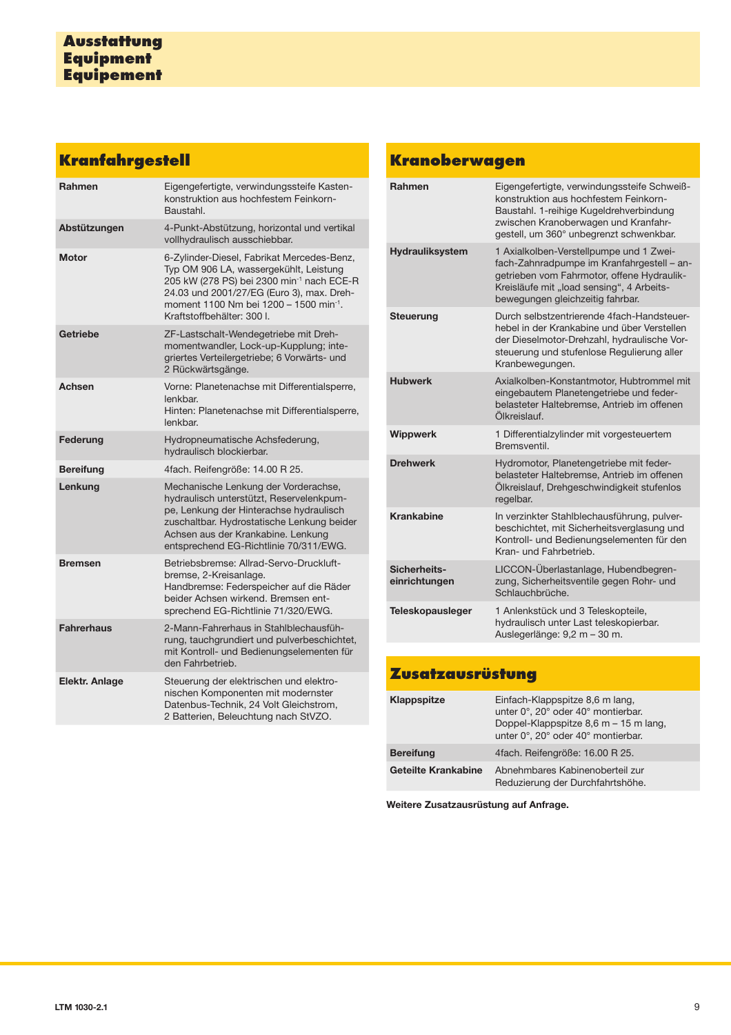# Ausstattung
# Equipment
# Equipement

## Kranfahrgestell

| | |
|---|---|
| **Rahmen** | Eigengefertigte, verwindungssteife Kastenkonstruktion aus hochfestem Feinkorn-Baustahl. |
| **Abstützungen** | 4-Punkt-Abstützung, horizontal und vertikal vollhydraulisch ausschiebbar. |
| **Motor** | 6-Zylinder-Diesel, Fabrikat Mercedes-Benz, Typ OM 906 LA, wassergekühlt, Leistung 205 kW (278 PS) bei 2300 $min^{-1}$ nach ECE-R 24.03 und 2001/27/EG (Euro 3), max. Drehmoment 1100 Nm bei 1200 – 1500 $min^{-1}$. Kraftstoffbehälter: 300 l. |
| **Getriebe** | ZF-Lastschalt-Wendegetriebe mit Drehmomentwandler, Lock-up-Kupplung; integriertes Verteilergetriebe; 6 Vorwärts- und 2 Rückwärtsgänge. |
| **Achsen** | Vorne: Planetenachse mit Differentialsperre, lenkbar. Hinten: Planetenachse mit Differentialsperre, lenkbar. |
| **Federung** | Hydropneumatische Achsfederung, hydraulisch blockierbar. |
| **Bereifung** | 4fach. Reifengröße: 14.00 R 25. |
| **Lenkung** | Mechanische Lenkung der Vorderachse, hydraulisch unterstützt, Reservelenkpumpe, Lenkung der Hinterachse hydraulisch zuschaltbar. Hydrostatische Lenkung beider Achsen aus der Krankabine. Lenkung entsprechend EG-Richtlinie 70/311/EWG. |
| **Bremsen** | Betriebsbremse: Allrad-Servo-Druckluftbremse, 2-Kreisanlage. Handbremse: Federspeicher auf die Räder beider Achsen wirkend. Bremsen entsprechend EG-Richtlinie 71/320/EWG. |
| **Fahrerhaus** | 2-Mann-Fahrerhaus in Stahlblechausführung, tauchgrundiert und pulverbeschichtet, mit Kontroll- und Bedienungselementen für den Fahrbetrieb. |
| **Elektr. Anlage** | Steuerung der elektrischen und elektronischen Komponenten mit modernster Datenbus-Technik, 24 Volt Gleichstrom, 2 Batterien, Beleuchtung nach StVZO. |

## Kranoberwagen

| | |
|---|---|
| **Rahmen** | Eigengefertigte, verwindungssteife Schweißkonstruktion aus hochfestem Feinkorn-Baustahl. 1-reihige Kugeldrehverbindung zwischen Kranoberwagen und Kranfahrgestell, um 360° unbegrenzt schwenkbar. |
| **Hydrauliksystem** | 1 Axialkolben-Verstellpumpe und 1 Zweifach-Zahnradpumpe im Kranfahrgestell – angetrieben vom Fahrmotor, offene Hydraulik-Kreisläufe mit „load sensing", 4 Arbeitsbewegungen gleichzeitig fahrbar. |
| **Steuerung** | Durch selbstzentrierende 4fach-Handsteuerhebel in der Krankabine und über Verstellen der Dieselmotor-Drehzahl, hydraulische Vorsteuerung und stufenlose Regulierung aller Kranbewegungen. |
| **Hubwerk** | Axialkolben-Konstantmotor, Hubtrommel mit eingebautem Planetengetriebe und federbelasteter Haltebremse, Antrieb im offenen Ölkreislauf. |
| **Wippwerk** | 1 Differentialzylinder mit vorgesteuertem Bremsventil. |
| **Drehwerk** | Hydromotor, Planetengetriebe mit federbelasteter Haltebremse, Antrieb im offenen Ölkreislauf, Drehgeschwindigkeit stufenlos regelbar. |
| **Krankabine** | In verzinkter Stahlblechausführung, pulverbeschichtet, mit Sicherheitsverglasung und Kontroll- und Bedienungselementen für den Kran- und Fahrbetrieb. |
| **Sicherheits­einrichtungen** | LICCON-Überlastanlage, Hubendbegrenzung, Sicherheitsventile gegen Rohr- und Schlauchbrüche. |
| **Teleskopausleger** | 1 Anlenkstück und 3 Teleskopteile, hydraulisch unter Last teleskopierbar. Auslegerlänge: 9,2 m – 30 m. |

## Zusatzausrüstung

| | |
|---|---|
| **Klappspitze** | Einfach-Klappspitze 8,6 m lang, unter 0°, 20° oder 40° montierbar. Doppel-Klappspitze 8,6 m – 15 m lang, unter 0°, 20° oder 40° montierbar. |
| **Bereifung** | 4fach. Reifengröße: 16.00 R 25. |
| **Geteilte Krankabine** | Abnehmbares Kabinenoberteil zur Reduzierung der Durchfahrtshöhe. |

**Weitere Zusatzausrüstung auf Anfrage.**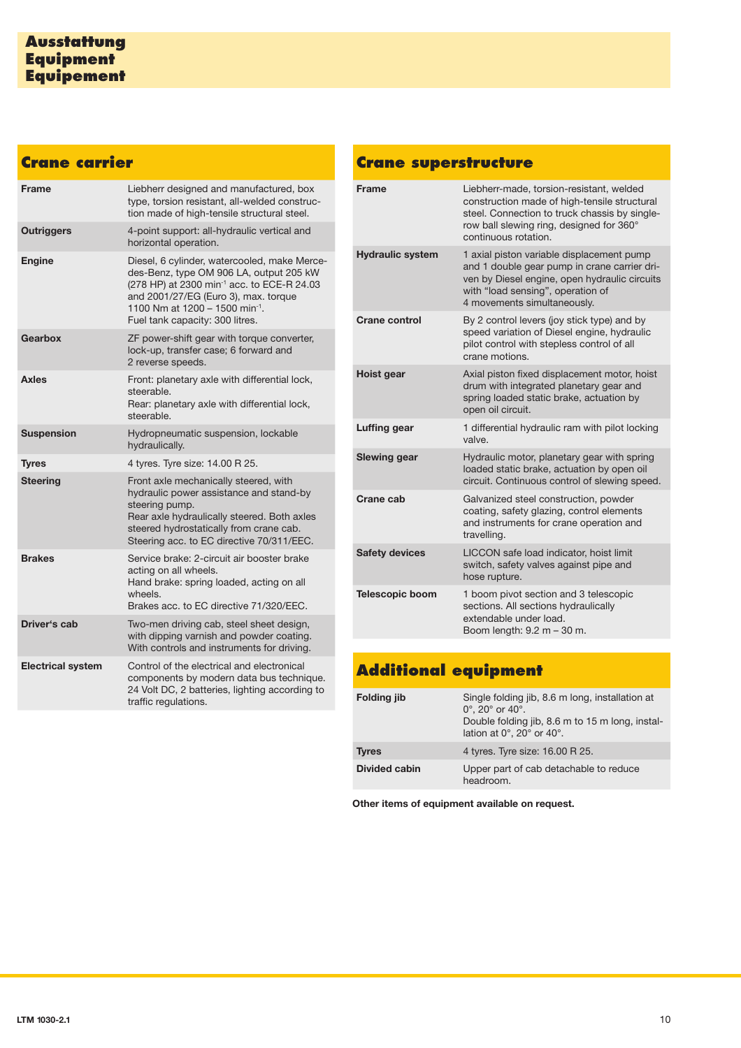# Ausstattung
# Equipment
# Equipement

## Crane carrier

| | |
|---|---|
| **Frame** | Liebherr designed and manufactured, box type, torsion resistant, all-welded construction made of high-tensile structural steel. |
| **Outriggers** | 4-point support: all-hydraulic vertical and horizontal operation. |
| **Engine** | Diesel, 6 cylinder, watercooled, make Mercedes-Benz, type OM 906 LA, output 205 kW (278 HP) at 2300 $min^{-1}$ acc. to ECE-R 24.03 and 2001/27/EG (Euro 3), max. torque 1100 Nm at 1200 – 1500 $min^{-1}$. Fuel tank capacity: 300 litres. |
| **Gearbox** | ZF power-shift gear with torque converter, lock-up, transfer case; 6 forward and 2 reverse speeds. |
| **Axles** | Front: planetary axle with differential lock, steerable. Rear: planetary axle with differential lock, steerable. |
| **Suspension** | Hydropneumatic suspension, lockable hydraulically. |
| **Tyres** | 4 tyres. Tyre size: 14.00 R 25. |
| **Steering** | Front axle mechanically steered, with hydraulic power assistance and stand-by steering pump. Rear axle hydraulically steered. Both axles steered hydrostatically from crane cab. Steering acc. to EC directive 70/311/EEC. |
| **Brakes** | Service brake: 2-circuit air booster brake acting on all wheels. Hand brake: spring loaded, acting on all wheels. Brakes acc. to EC directive 71/320/EEC. |
| **Driver's cab** | Two-men driving cab, steel sheet design, with dipping varnish and powder coating. With controls and instruments for driving. |
| **Electrical system** | Control of the electrical and electronical components by modern data bus technique. 24 Volt DC, 2 batteries, lighting according to traffic regulations. |

## Crane superstructure

| | |
|---|---|
| **Frame** | Liebherr-made, torsion-resistant, welded construction made of high-tensile structural steel. Connection to truck chassis by single-row ball slewing ring, designed for 360° continuous rotation. |
| **Hydraulic system** | 1 axial piston variable displacement pump and 1 double gear pump in crane carrier driven by Diesel engine, open hydraulic circuits with "load sensing", operation of 4 movements simultaneously. |
| **Crane control** | By 2 control levers (joy stick type) and by speed variation of Diesel engine, hydraulic pilot control with stepless control of all crane motions. |
| **Hoist gear** | Axial piston fixed displacement motor, hoist drum with integrated planetary gear and spring loaded static brake, actuation by open oil circuit. |
| **Luffing gear** | 1 differential hydraulic ram with pilot locking valve. |
| **Slewing gear** | Hydraulic motor, planetary gear with spring loaded static brake, actuation by open oil circuit. Continuous control of slewing speed. |
| **Crane cab** | Galvanized steel construction, powder coating, safety glazing, control elements and instruments for crane operation and travelling. |
| **Safety devices** | LICCON safe load indicator, hoist limit switch, safety valves against pipe and hose rupture. |
| **Telescopic boom** | 1 boom pivot section and 3 telescopic sections. All sections hydraulically extendable under load. Boom length: 9.2 m – 30 m. |

## Additional equipment

| | |
|---|---|
| **Folding jib** | Single folding jib, 8.6 m long, installation at 0°, 20° or 40°. Double folding jib, 8.6 m to 15 m long, installation at 0°, 20° or 40°. |
| **Tyres** | 4 tyres. Tyre size: 16.00 R 25. |
| **Divided cabin** | Upper part of cab detachable to reduce headroom. |

**Other items of equipment available on request.**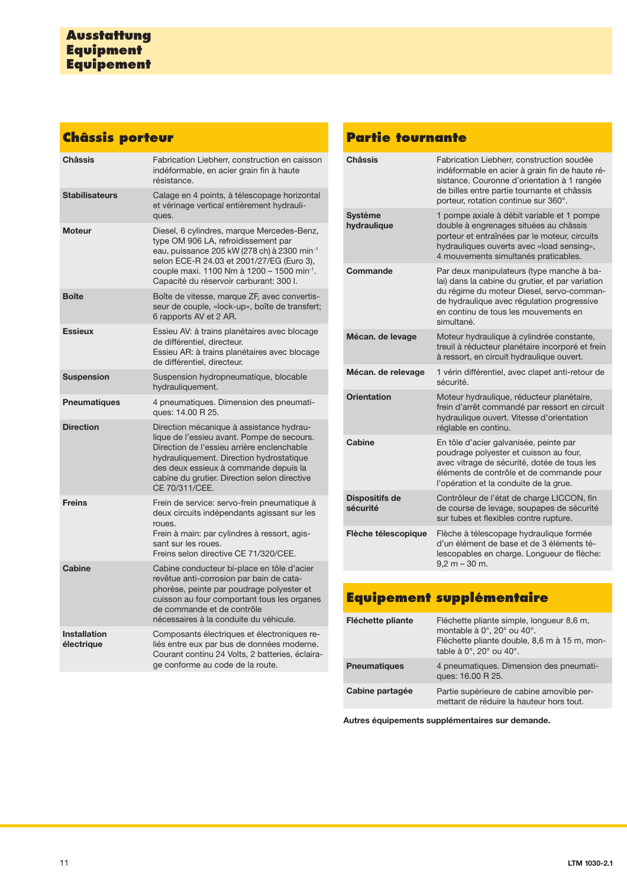# Ausstattung
# Equipment
# Equipement

## Châssis porteur

| | |
|---|---|
| **Châssis** | Fabrication Liebherr, construction en caisson indéformable, en acier grain fin à haute résistance. |
| **Stabilisateurs** | Calage en 4 points, à télescopage horizontal et vérinage vertical entièrement hydrauliques. |
| **Moteur** | Diesel, 6 cylindres, marque Mercedes-Benz, type OM 906 LA, refroidissement par eau, puissance 205 kW (278 ch) à 2300 $min^{-1}$ selon ECE-R 24.03 et 2001/27/EG (Euro 3), couple maxi. 1100 Nm à 1200 – 1500 $min^{-1}$. Capacité du réservoir carburant: 300 l. |
| **Boîte** | Boîte de vitesse, marque ZF, avec convertisseur de couple, «lock-up», boîte de transfert; 6 rapports AV et 2 AR. |
| **Essieux** | Essieu AV: à trains planétaires avec blocage de différentiel, directeur.<br>Essieu AR: à trains planétaires avec blocage de différentiel, directeur. |
| **Suspension** | Suspension hydropneumatique, blocable hydrauliquement. |
| **Pneumatiques** | 4 pneumatiques. Dimension des pneumatiques: 14.00 R 25. |
| **Direction** | Direction mécanique à assistance hydraulique de l'essieu avant. Pompe de secours. Direction de l'essieu arrière enclenchable hydrauliquement. Direction hydrostatique des deux essieux à commande depuis la cabine du grutier. Direction selon directive CE 70/311/CEE. |
| **Freins** | Frein de service: servo-frein pneumatique à deux circuits indépendants agissant sur les roues.<br>Frein à main: par cylindres à ressort, agissant sur les roues.<br>Freins selon directive CE 71/320/CEE. |
| **Cabine** | Cabine conducteur bi-place en tôle d'acier revêtue anti-corrosion par bain de cataphorèse, peinte par poudrage polyester et cuisson au four comportant tous les organes de commande et de contrôle nécessaires à la conduite du véhicule. |
| **Installation électrique** | Composants électriques et électroniques reliés entre eux par bus de données moderne. Courant continu 24 Volts, 2 batteries, éclairage conforme au code de la route. |

## Partie tournante

| | |
|---|---|
| **Châssis** | Fabrication Liebherr, construction soudée indéformable en acier à grain fin de haute résistance. Couronne d'orientation à 1 rangée de billes entre partie tournante et châssis porteur, rotation continue sur 360°. |
| **Système hydraulique** | 1 pompe axiale à débit variable et 1 pompe double à engrenages situées au châssis porteur et entraînées par le moteur, circuits hydrauliques ouverts avec «load sensing», 4 mouvements simultanés praticables. |
| **Commande** | Par deux manipulateurs (type manche à balai) dans la cabine du grutier, et par variation du régime du moteur Diesel, servo-commande hydraulique avec régulation progressive en continu de tous les mouvements en simultané. |
| **Mécan. de levage** | Moteur hydraulique à cylindrée constante, treuil à réducteur planétaire incorporé et frein à ressort, en circuit hydraulique ouvert. |
| **Mécan. de relevage** | 1 vérin différentiel, avec clapet anti-retour de sécurité. |
| **Orientation** | Moteur hydraulique, réducteur planétaire, frein d'arrêt commandé par ressort en circuit hydraulique ouvert. Vitesse d'orientation réglable en continu. |
| **Cabine** | En tôle d'acier galvanisée, peinte par poudrage polyester et cuisson au four, avec vitrage de sécurité, dotée de tous les éléments de contrôle et de commande pour l'opération et la conduite de la grue. |
| **Dispositifs de sécurité** | Contrôleur de l'état de charge LICCON, fin de course de levage, soupapes de sécurité sur tubes et flexibles contre rupture. |
| **Flèche télescopique** | Flèche à télescopage hydraulique formée d'un élément de base et de 3 éléments télescopables en charge. Longueur de flèche: 9,2 m – 30 m. |

## Equipement supplémentaire

| | |
|---|---|
| **Fléchette pliante** | Fléchette pliante simple, longueur 8,6 m, montable à 0°, 20° ou 40°.<br>Fléchette pliante double, 8,6 m à 15 m, montable à 0°, 20° ou 40°. |
| **Pneumatiques** | 4 pneumatiques. Dimension des pneumatiques: 16.00 R 25. |
| **Cabine partagée** | Partie supérieure de cabine amovible permettant de réduire la hauteur hors tout. |

**Autres équipements supplémentaires sur demande.**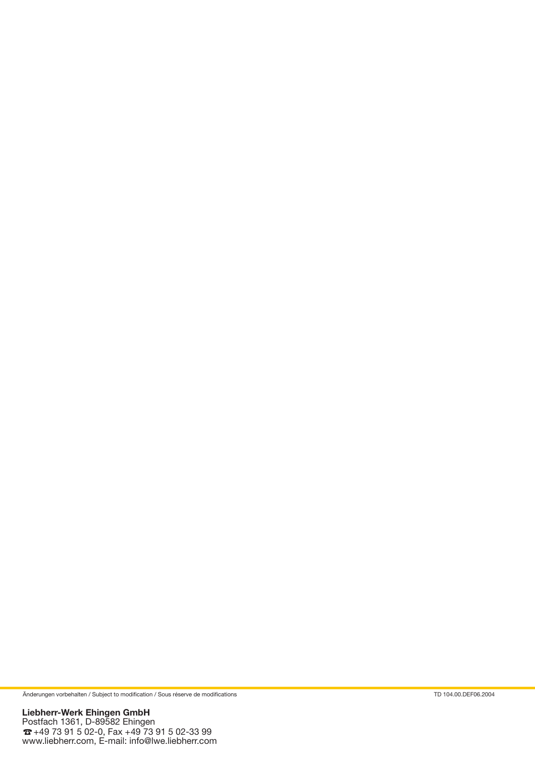Änderungen vorbehalten / Subject to modification / Sous réserve de modifications

TD 104.00.DEF06.2004

**Liebherr-Werk Ehingen GmbH**
Postfach 1361, D-89582 Ehingen
☎ +49 73 91 5 02-0, Fax +49 73 91 5 02-33 99
www.liebherr.com, E-mail: info@lwe.liebherr.com